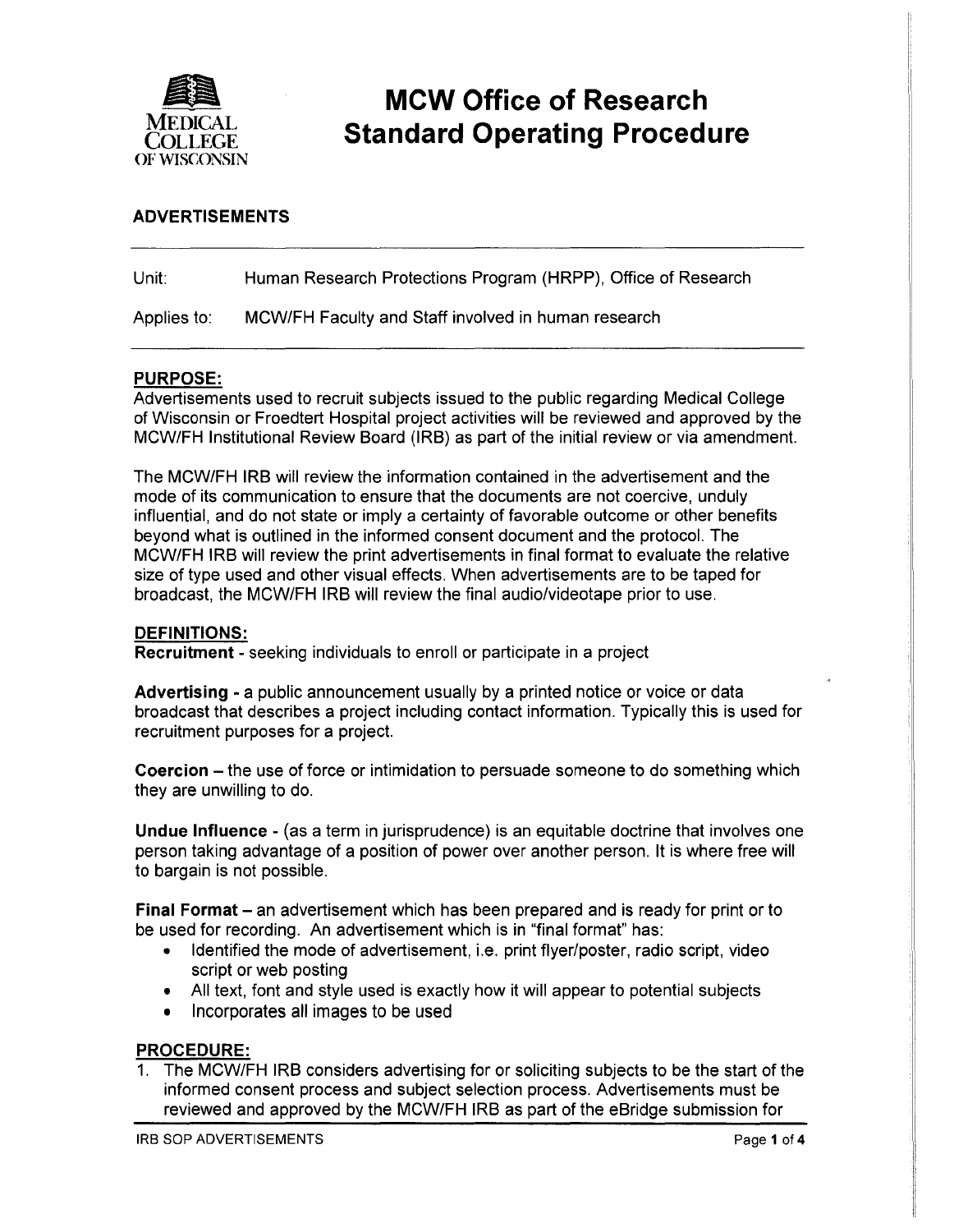# MCW Office of Research Standard Operating Procedure

Medical College of Wisconsin

## ADVERTISEMENTS

Unit: Human Research Protections Program (HRPP), Office of Research

Applies to: MCW/FH Faculty and Staff involved in human research

### PURPOSE:

Advertisements used to recruit subjects issued to the public regarding Medical College of Wisconsin or Froedtert Hospital project activities will be reviewed and approved by the MCW/FH Institutional Review Board (IRB) as part of the initial review or via amendment.

The MCW/FH IRB will review the information contained in the advertisement and the mode of its communication to ensure that the documents are not coercive, unduly influential, and do not state or imply a certainty of favorable outcome or other benefits beyond what is outlined in the informed consent document and the protocol. The MCW/FH IRB will review the print advertisements in final format to evaluate the relative size of type used and other visual effects. When advertisements are to be taped for broadcast, the MCW/FH IRB will review the final audio/videotape prior to use.

### DEFINITIONS:

**Recruitment** - seeking individuals to enroll or participate in a project

**Advertising** - a public announcement usually by a printed notice or voice or data broadcast that describes a project including contact information. Typically this is used for recruitment purposes for a project.

**Coercion** – the use of force or intimidation to persuade someone to do something which they are unwilling to do.

**Undue Influence** - (as a term in jurisprudence) is an equitable doctrine that involves one person taking advantage of a position of power over another person. It is where free will to bargain is not possible.

**Final Format** – an advertisement which has been prepared and is ready for print or to be used for recording. An advertisement which is in "final format" has:

- Identified the mode of advertisement, i.e. print flyer/poster, radio script, video script or web posting
- All text, font and style used is exactly how it will appear to potential subjects
- Incorporates all images to be used

### PROCEDURE:

1. The MCW/FH IRB considers advertising for or soliciting subjects to be the start of the informed consent process and subject selection process. Advertisements must be reviewed and approved by the MCW/FH IRB as part of the eBridge submission for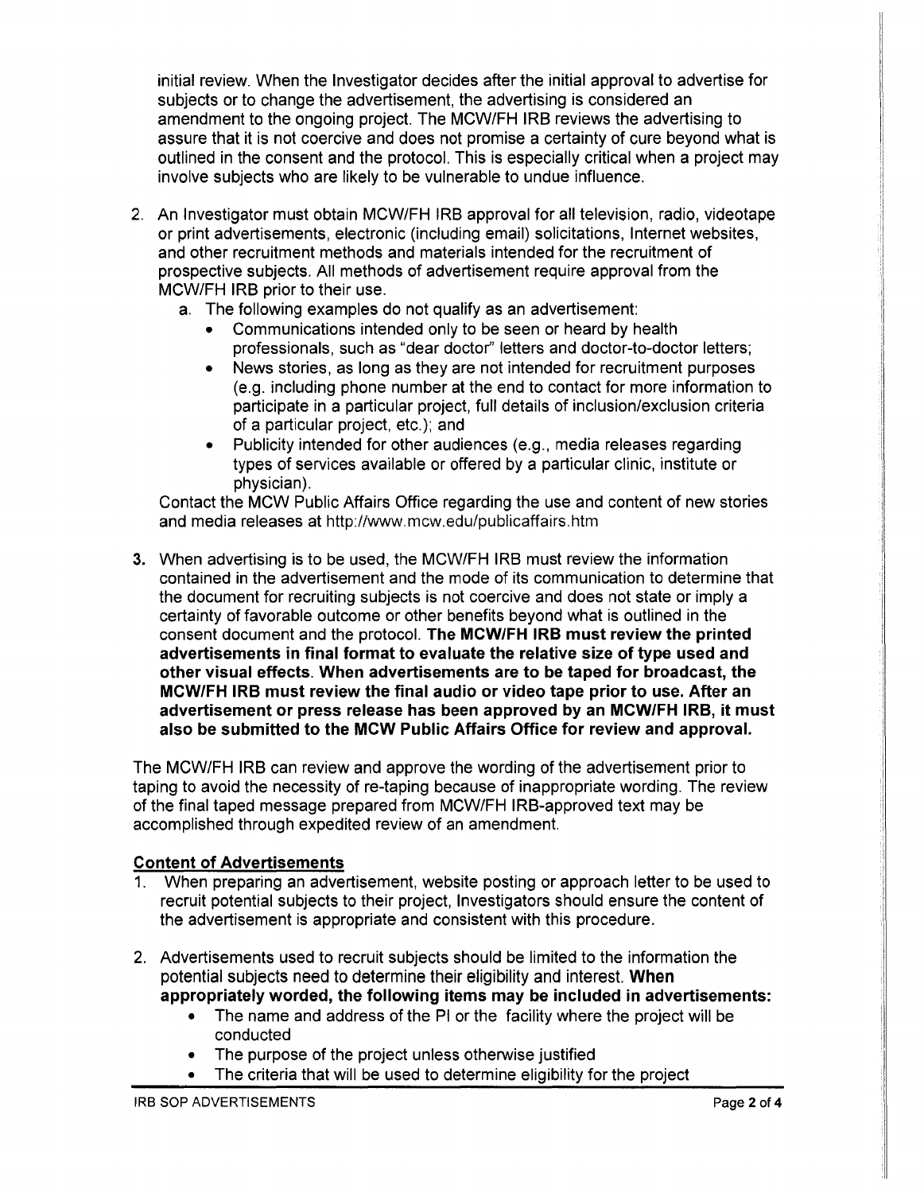initial review. When the Investigator decides after the initial approval to advertise for subjects or to change the advertisement, the advertising is considered an amendment to the ongoing project. The MCW/FH IRB reviews the advertising to assure that it is not coercive and does not promise a certainty of cure beyond what is outlined in the consent and the protocol. This is especially critical when a project may involve subjects who are likely to be vulnerable to undue influence.

2. An Investigator must obtain MCW/FH IRB approval for all television, radio, videotape or print advertisements, electronic (including email) solicitations, Internet websites, and other recruitment methods and materials intended for the recruitment of prospective subjects. All methods of advertisement require approval from the MCW/FH IRB prior to their use.
   a. The following examples do not qualify as an advertisement:
      - Communications intended only to be seen or heard by health professionals, such as "dear doctor" letters and doctor-to-doctor letters;
      - News stories, as long as they are not intended for recruitment purposes (e.g. including phone number at the end to contact for more information to participate in a particular project, full details of inclusion/exclusion criteria of a particular project, etc.); and
      - Publicity intended for other audiences (e.g., media releases regarding types of services available or offered by a particular clinic, institute or physician).

   Contact the MCW Public Affairs Office regarding the use and content of new stories and media releases at http://www.mcw.edu/publicaffairs.htm

3. When advertising is to be used, the MCW/FH IRB must review the information contained in the advertisement and the mode of its communication to determine that the document for recruiting subjects is not coercive and does not state or imply a certainty of favorable outcome or other benefits beyond what is outlined in the consent document and the protocol. **The MCW/FH IRB must review the printed advertisements in final format to evaluate the relative size of type used and other visual effects. When advertisements are to be taped for broadcast, the MCW/FH IRB must review the final audio or video tape prior to use. After an advertisement or press release has been approved by an MCW/FH IRB, it must also be submitted to the MCW Public Affairs Office for review and approval.**

The MCW/FH IRB can review and approve the wording of the advertisement prior to taping to avoid the necessity of re-taping because of inappropriate wording. The review of the final taped message prepared from MCW/FH IRB-approved text may be accomplished through expedited review of an amendment.

**Content of Advertisements**

1. When preparing an advertisement, website posting or approach letter to be used to recruit potential subjects to their project, Investigators should ensure the content of the advertisement is appropriate and consistent with this procedure.

2. Advertisements used to recruit subjects should be limited to the information the potential subjects need to determine their eligibility and interest. **When appropriately worded, the following items may be included in advertisements:**
   - The name and address of the PI or the facility where the project will be conducted
   - The purpose of the project unless otherwise justified
   - The criteria that will be used to determine eligibility for the project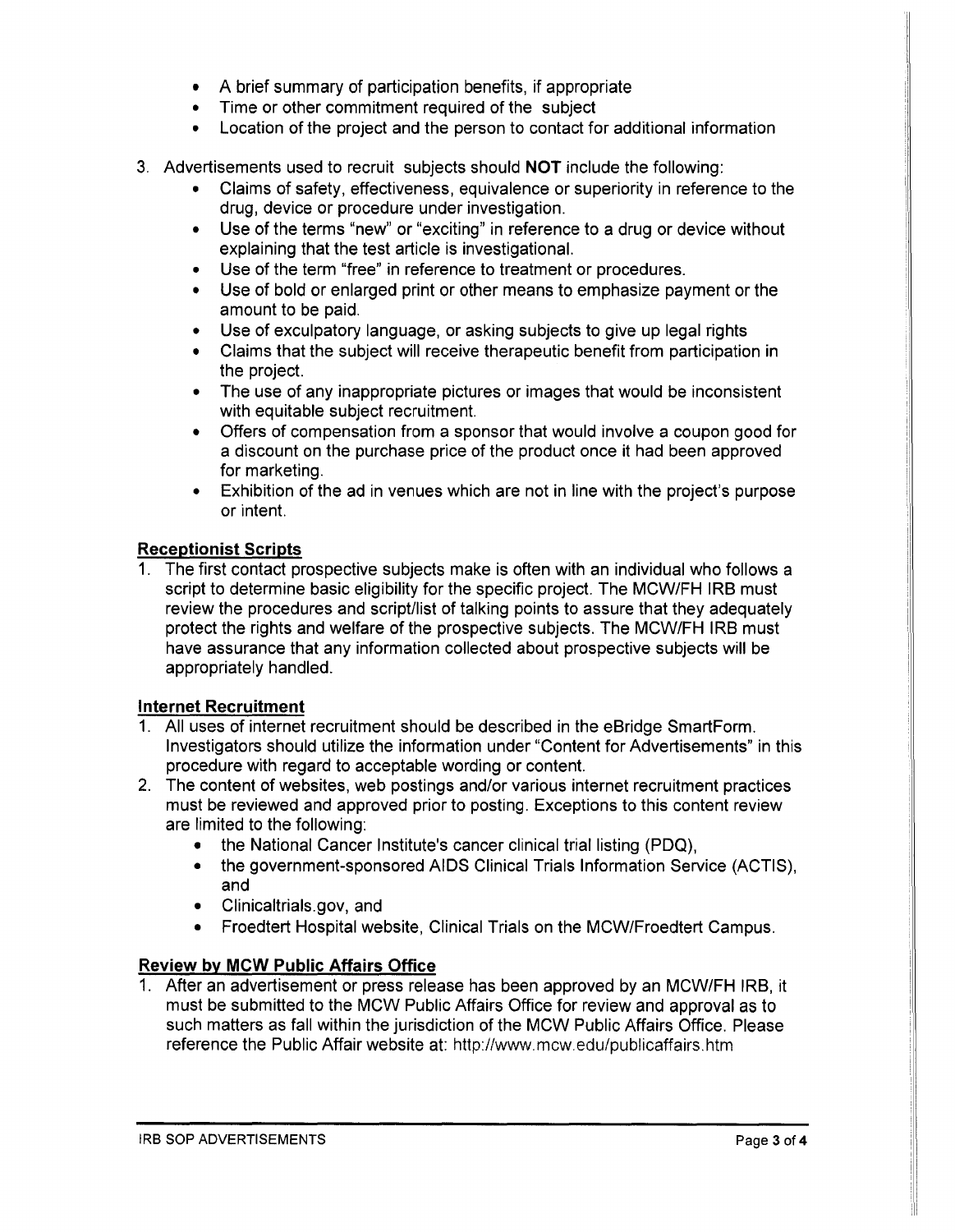- A brief summary of participation benefits, if appropriate
- Time or other commitment required of the subject
- Location of the project and the person to contact for additional information

3. Advertisements used to recruit subjects should **NOT** include the following:
   - Claims of safety, effectiveness, equivalence or superiority in reference to the drug, device or procedure under investigation.
   - Use of the terms "new" or "exciting" in reference to a drug or device without explaining that the test article is investigational.
   - Use of the term "free" in reference to treatment or procedures.
   - Use of bold or enlarged print or other means to emphasize payment or the amount to be paid.
   - Use of exculpatory language, or asking subjects to give up legal rights
   - Claims that the subject will receive therapeutic benefit from participation in the project.
   - The use of any inappropriate pictures or images that would be inconsistent with equitable subject recruitment.
   - Offers of compensation from a sponsor that would involve a coupon good for a discount on the purchase price of the product once it had been approved for marketing.
   - Exhibition of the ad in venues which are not in line with the project's purpose or intent.

## Receptionist Scripts

1. The first contact prospective subjects make is often with an individual who follows a script to determine basic eligibility for the specific project. The MCW/FH IRB must review the procedures and script/list of talking points to assure that they adequately protect the rights and welfare of the prospective subjects. The MCW/FH IRB must have assurance that any information collected about prospective subjects will be appropriately handled.

## Internet Recruitment

1. All uses of internet recruitment should be described in the eBridge SmartForm. Investigators should utilize the information under "Content for Advertisements" in this procedure with regard to acceptable wording or content.
2. The content of websites, web postings and/or various internet recruitment practices must be reviewed and approved prior to posting. Exceptions to this content review are limited to the following:
   - the National Cancer Institute's cancer clinical trial listing (PDQ),
   - the government-sponsored AIDS Clinical Trials Information Service (ACTIS), and
   - Clinicaltrials.gov, and
   - Froedtert Hospital website, Clinical Trials on the MCW/Froedtert Campus.

## Review by MCW Public Affairs Office

1. After an advertisement or press release has been approved by an MCW/FH IRB, it must be submitted to the MCW Public Affairs Office for review and approval as to such matters as fall within the jurisdiction of the MCW Public Affairs Office. Please reference the Public Affair website at: http://www.mcw.edu/publicaffairs.htm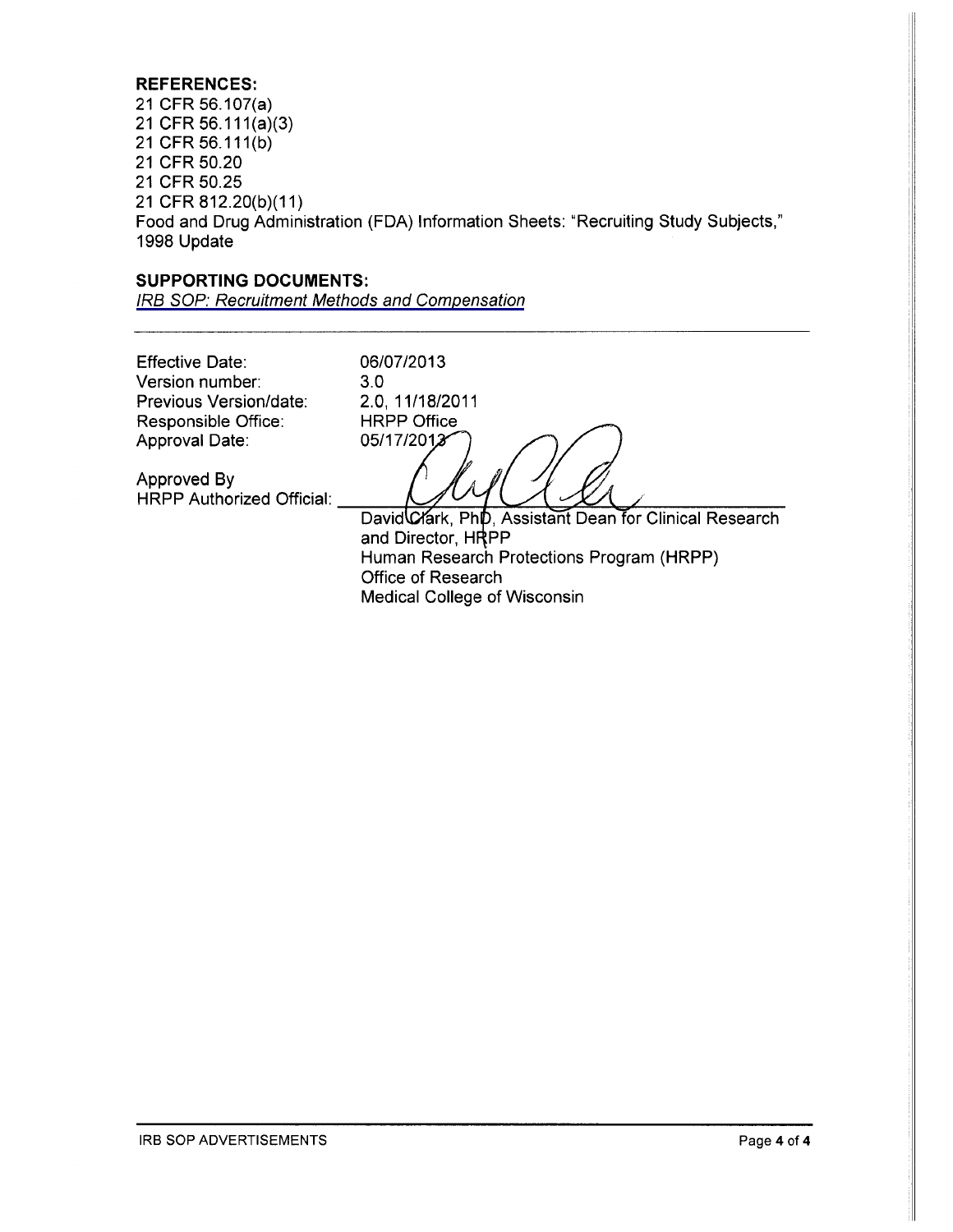**REFERENCES:**

21 CFR 56.107(a)
21 CFR 56.111(a)(3)
21 CFR 56.111(b)
21 CFR 50.20
21 CFR 50.25
21 CFR 812.20(b)(11)
Food and Drug Administration (FDA) Information Sheets: "Recruiting Study Subjects," 1998 Update

**SUPPORTING DOCUMENTS:**

*IRB SOP: Recruitment Methods and Compensation*

---

| | |
|---|---|
| Effective Date: | 06/07/2013 |
| Version number: | 3.0 |
| Previous Version/date: | 2.0, 11/18/2011 |
| Responsible Office: | HRPP Office |
| Approval Date: | 05/17/2013 |
| Approved By HRPP Authorized Official: | David Clark, PhD, Assistant Dean for Clinical Research and Director, HRPP<br>Human Research Protections Program (HRPP)<br>Office of Research<br>Medical College of Wisconsin |